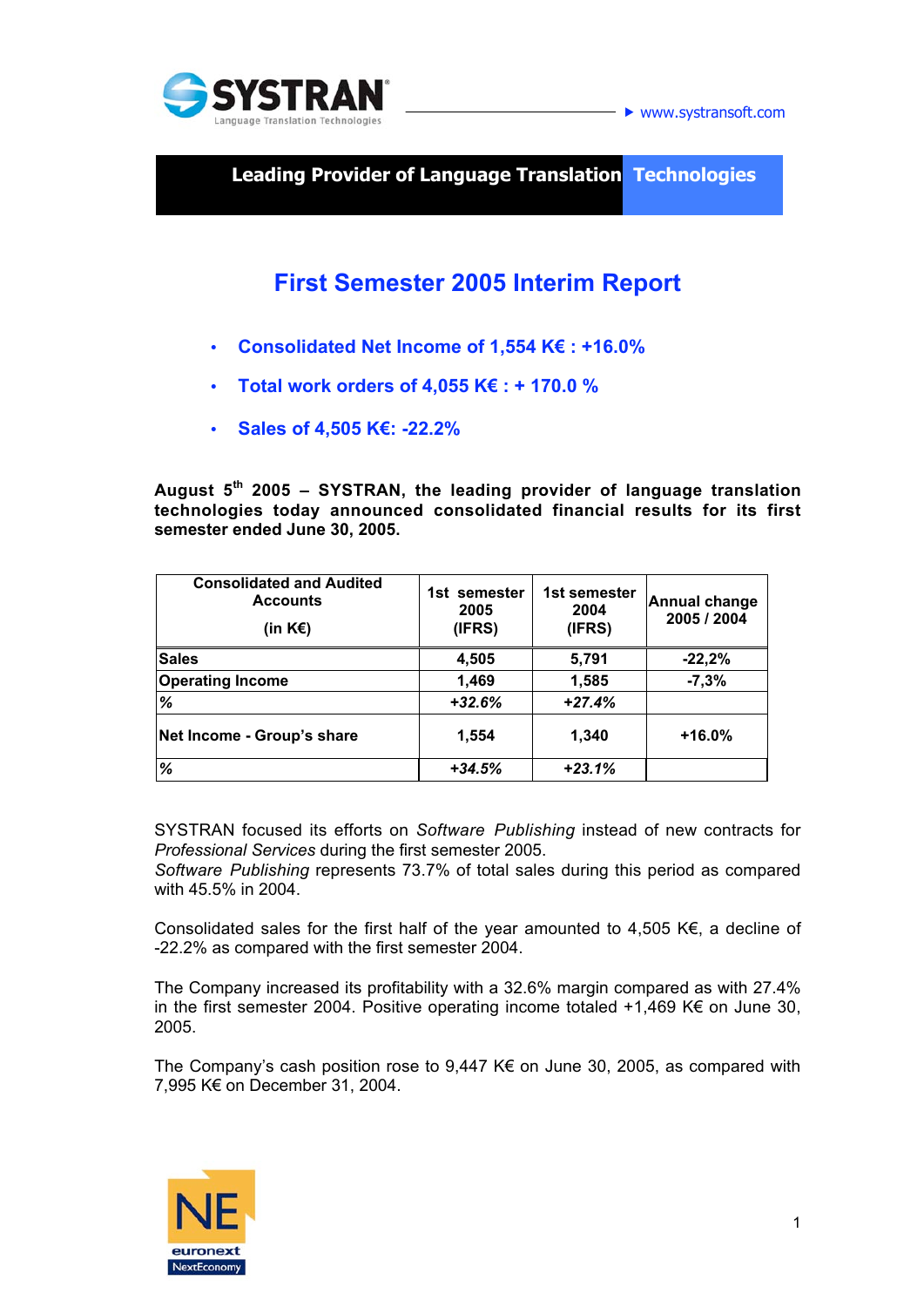**Leading Provider of Language Translation Technologies**

# First Semester 2005 Interim Report

- **Consolidated Net Income of 1,554 K€ : +16.0%**
- **Total work orders of 4,055 K€ : + 170.0 %**
- **Sales of 4,505 K€: -22.2%**

**August 5th 2005 – SYSTRAN, the leading provider of language translation technologies today announced consolidated financial results for its first semester ended June 30, 2005.**

| Consolidated and Audited Accounts (in K€) | 1st semester 2005 (IFRS) | 1st semester 2004 (IFRS) | Annual change 2005 / 2004 |
|---|---|---|---|
| **Sales** | **4,505** | **5,791** | **-22,2%** |
| **Operating Income** | **1,469** | **1,585** | **-7,3%** |
| ***%*** | ***+32.6%*** | ***+27.4%*** | |
| **Net Income - Group's share** | **1,554** | **1,340** | **+16.0%** |
| ***%*** | ***+34.5%*** | ***+23.1%*** | |

SYSTRAN focused its efforts on *Software Publishing* instead of new contracts for *Professional Services* during the first semester 2005.
*Software Publishing* represents 73.7% of total sales during this period as compared with 45.5% in 2004.

Consolidated sales for the first half of the year amounted to 4,505 K€, a decline of -22.2% as compared with the first semester 2004.

The Company increased its profitability with a 32.6% margin compared as with 27.4% in the first semester 2004. Positive operating income totaled +1,469 K€ on June 30, 2005.

The Company's cash position rose to 9,447 K€ on June 30, 2005, as compared with 7,995 K€ on December 31, 2004.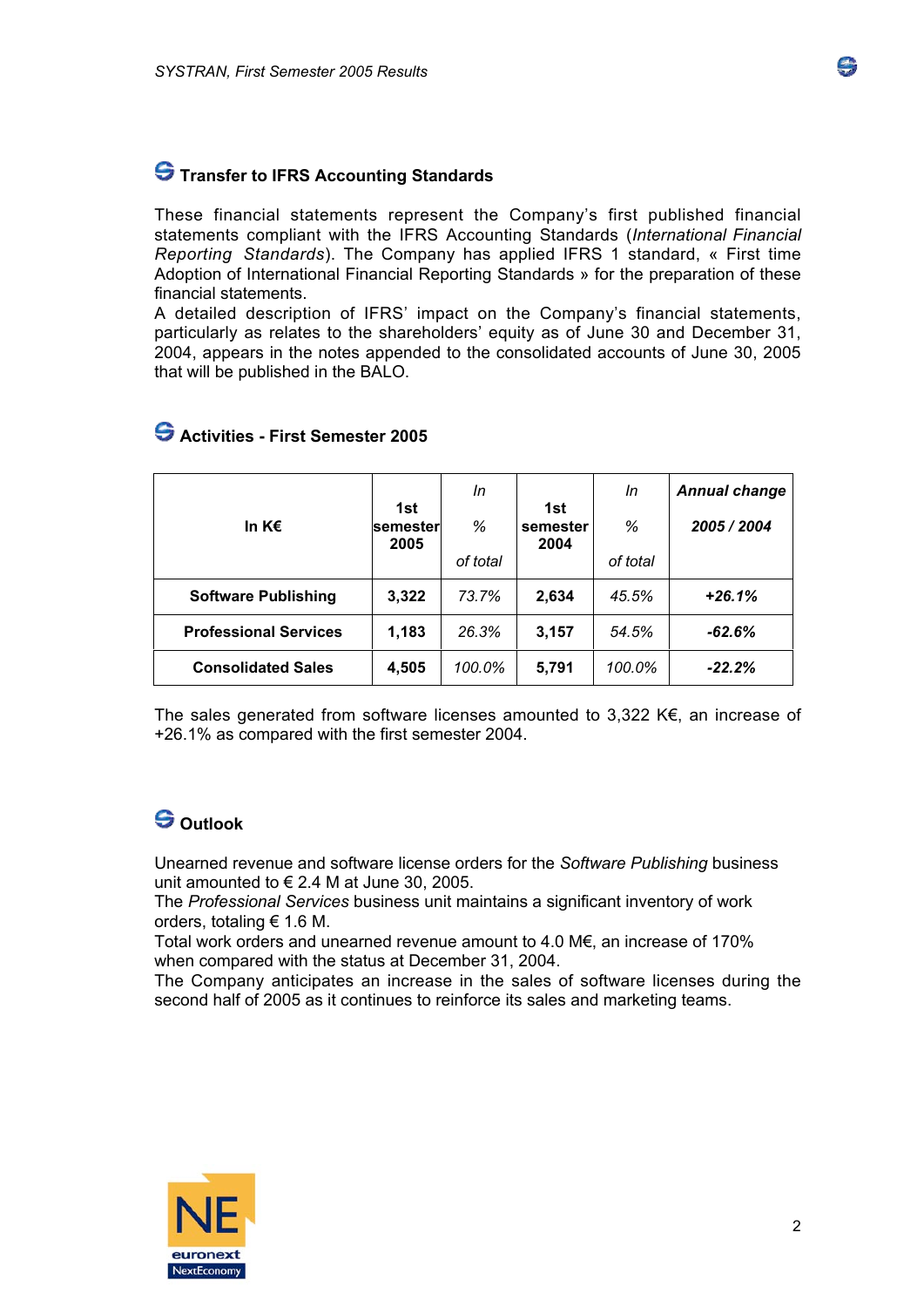## Transfer to IFRS Accounting Standards

These financial statements represent the Company's first published financial statements compliant with the IFRS Accounting Standards (*International Financial Reporting Standards*). The Company has applied IFRS 1 standard, « First time Adoption of International Financial Reporting Standards » for the preparation of these financial statements.
A detailed description of IFRS' impact on the Company's financial statements, particularly as relates to the shareholders' equity as of June 30 and December 31, 2004, appears in the notes appended to the consolidated accounts of June 30, 2005 that will be published in the BALO.

## Activities - First Semester 2005

| In K€ | 1st semester 2005 | *In % of total* | 1st semester 2004 | *In % of total* | ***Annual change 2005 / 2004*** |
|---|---|---|---|---|---|
| **Software Publishing** | **3,322** | *73.7%* | **2,634** | *45.5%* | ***+26.1%*** |
| **Professional Services** | **1,183** | *26.3%* | **3,157** | *54.5%* | ***-62.6%*** |
| **Consolidated Sales** | **4,505** | *100.0%* | **5,791** | *100.0%* | ***-22.2%*** |

The sales generated from software licenses amounted to 3,322 K€, an increase of +26.1% as compared with the first semester 2004.

## Outlook

Unearned revenue and software license orders for the *Software Publishing* business unit amounted to € 2.4 M at June 30, 2005.
The *Professional Services* business unit maintains a significant inventory of work orders, totaling € 1.6 M.
Total work orders and unearned revenue amount to 4.0 M€, an increase of 170% when compared with the status at December 31, 2004.
The Company anticipates an increase in the sales of software licenses during the second half of 2005 as it continues to reinforce its sales and marketing teams.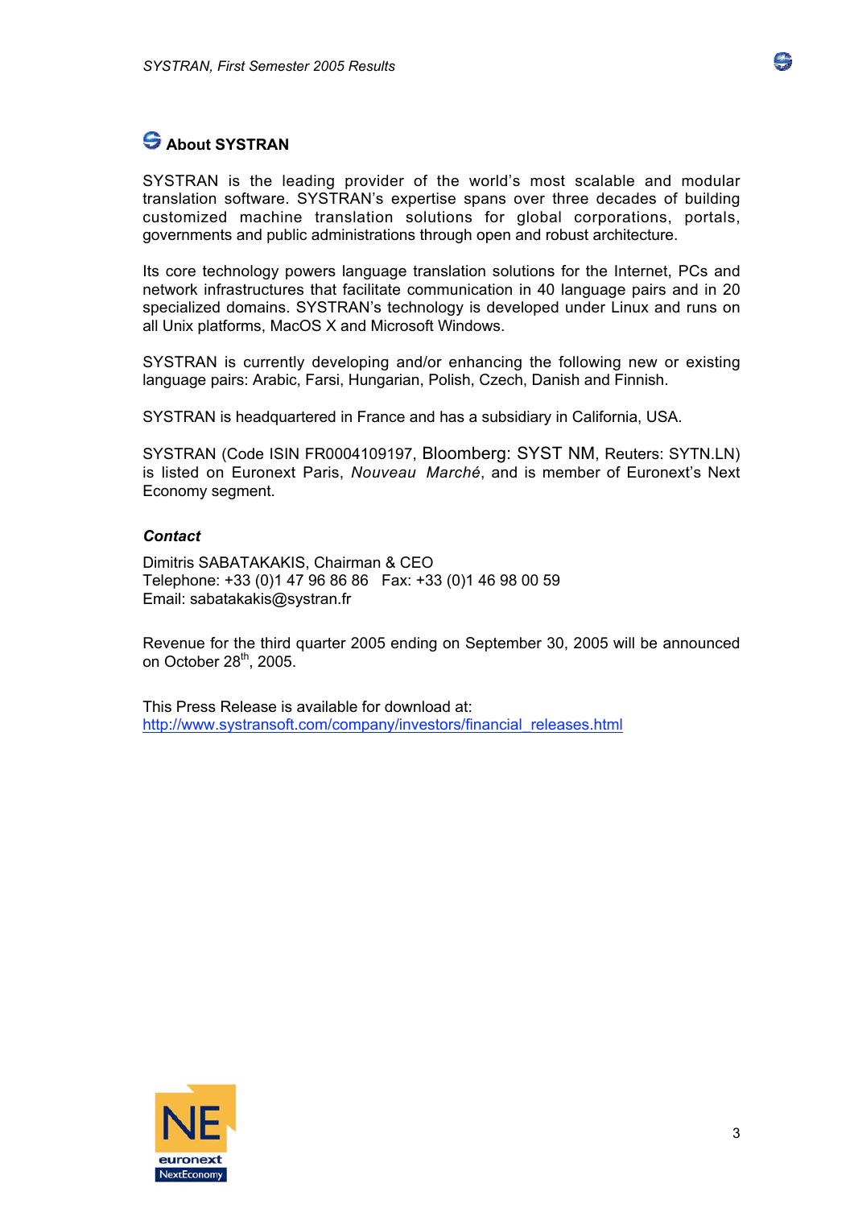## About SYSTRAN

SYSTRAN is the leading provider of the world's most scalable and modular translation software. SYSTRAN's expertise spans over three decades of building customized machine translation solutions for global corporations, portals, governments and public administrations through open and robust architecture.

Its core technology powers language translation solutions for the Internet, PCs and network infrastructures that facilitate communication in 40 language pairs and in 20 specialized domains. SYSTRAN's technology is developed under Linux and runs on all Unix platforms, MacOS X and Microsoft Windows.

SYSTRAN is currently developing and/or enhancing the following new or existing language pairs: Arabic, Farsi, Hungarian, Polish, Czech, Danish and Finnish.

SYSTRAN is headquartered in France and has a subsidiary in California, USA.

SYSTRAN (Code ISIN FR0004109197, Bloomberg: SYST NM, Reuters: SYTN.LN) is listed on Euronext Paris, *Nouveau Marché*, and is member of Euronext's Next Economy segment.

***Contact***

Dimitris SABATAKAKIS, Chairman & CEO
Telephone: +33 (0)1 47 96 86 86   Fax: +33 (0)1 46 98 00 59
Email: sabatakakis@systran.fr

Revenue for the third quarter 2005 ending on September 30, 2005 will be announced on October 28th, 2005.

This Press Release is available for download at:
http://www.systransoft.com/company/investors/financial_releases.html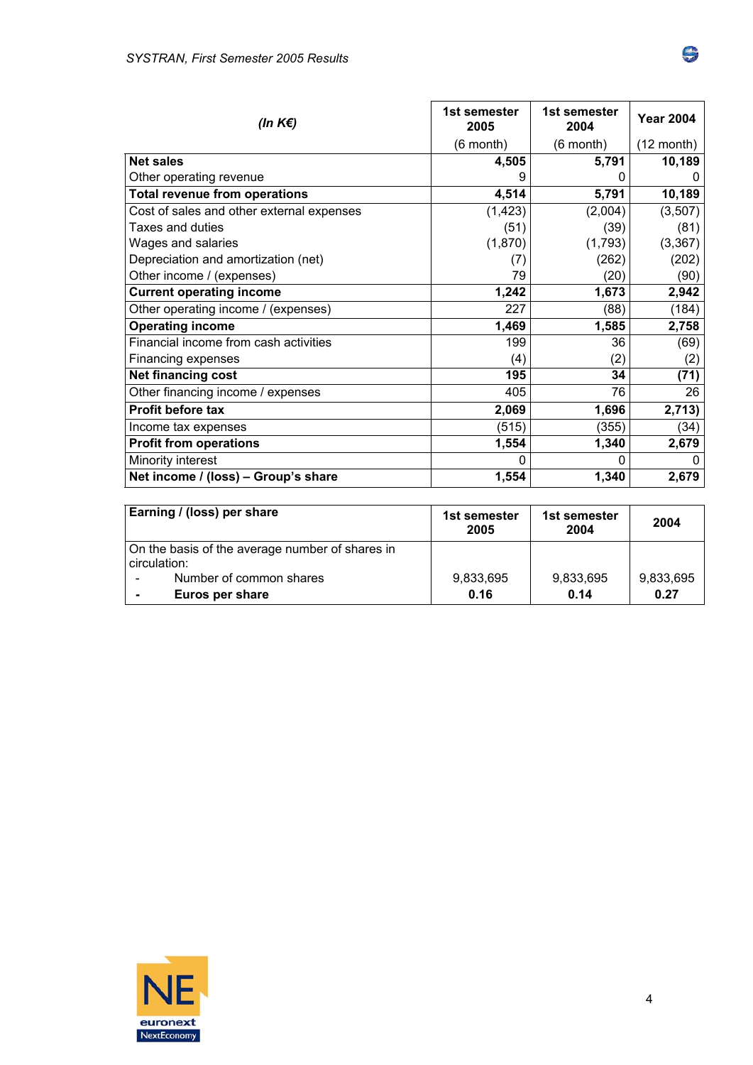| *(In K€)* | 1st semester 2005 (6 month) | 1st semester 2004 (6 month) | Year 2004 (12 month) |
|---|---|---|---|
| **Net sales** | **4,505** | **5,791** | **10,189** |
| Other operating revenue | 9 | 0 | 0 |
| **Total revenue from operations** | **4,514** | **5,791** | **10,189** |
| Cost of sales and other external expenses | (1,423) | (2,004) | (3,507) |
| Taxes and duties | (51) | (39) | (81) |
| Wages and salaries | (1,870) | (1,793) | (3,367) |
| Depreciation and amortization (net) | (7) | (262) | (202) |
| Other income / (expenses) | 79 | (20) | (90) |
| **Current operating income** | **1,242** | **1,673** | **2,942** |
| Other operating income / (expenses) | 227 | (88) | (184) |
| **Operating income** | **1,469** | **1,585** | **2,758** |
| Financial income from cash activities | 199 | 36 | (69) |
| Financing expenses | (4) | (2) | (2) |
| **Net financing cost** | **195** | **34** | **(71)** |
| Other financing income / expenses | 405 | 76 | 26 |
| **Profit before tax** | **2,069** | **1,696** | **2,713)** |
| Income tax expenses | (515) | (355) | (34) |
| **Profit from operations** | **1,554** | **1,340** | **2,679** |
| Minority interest | 0 | 0 | 0 |
| **Net income / (loss) – Group's share** | **1,554** | **1,340** | **2,679** |

| **Earning / (loss) per share** | **1st semester 2005** | **1st semester 2004** | **2004** |
|---|---|---|---|
| On the basis of the average number of shares in circulation: | | | |
| - Number of common shares | 9,833,695 | 9,833,695 | 9,833,695 |
| **- Euros per share** | **0.16** | **0.14** | **0.27** |